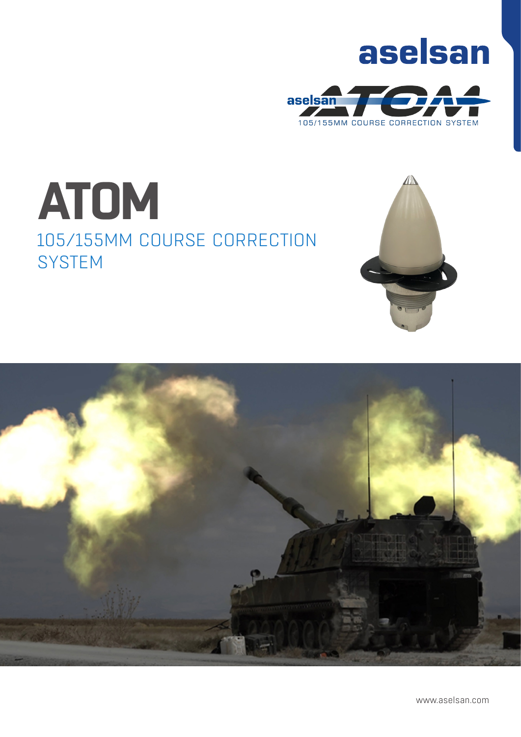aselsan

aselsan ATOM

105/155MM COURSE CORRECTION SYSTEM

# ATOM

## 105/155MM COURSE CORRECTION SYSTEM

www.aselsan.com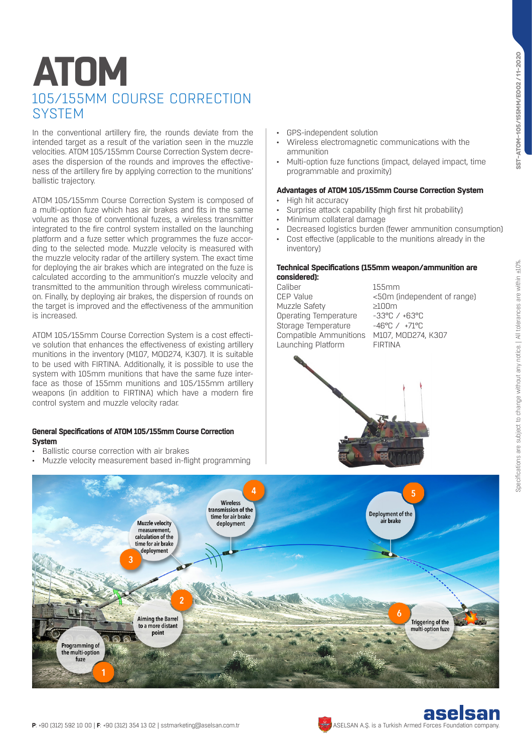# ATOM

## 105/155MM COURSE CORRECTION SYSTEM

In the conventional artillery fire, the rounds deviate from the intended target as a result of the variation seen in the muzzle velocities. ATOM 105/155mm Course Correction System decreases the dispersion of the rounds and improves the effectiveness of the artillery fire by applying correction to the munitions' ballistic trajectory.

ATOM 105/155mm Course Correction System is composed of a multi-option fuze which has air brakes and fits in the same volume as those of conventional fuzes, a wireless transmitter integrated to the fire control system installed on the launching platform and a fuze setter which programmes the fuze according to the selected mode. Muzzle velocity is measured with the muzzle velocity radar of the artillery system. The exact time for deploying the air brakes which are integrated on the fuze is calculated according to the ammunition's muzzle velocity and transmitted to the ammunition through wireless communication. Finally, by deploying air brakes, the dispersion of rounds on the target is improved and the effectiveness of the ammunition is increased.

ATOM 105/155mm Course Correction System is a cost effective solution that enhances the effectiveness of existing artillery munitions in the inventory (M107, MOD274, K307). It is suitable to be used with FIRTINA. Additionally, it is possible to use the system with 105mm munitions that have the same fuze interface as those of 155mm munitions and 105/155mm artillery weapons (in addition to FIRTINA) which have a modern fire control system and muzzle velocity radar.

**General Specifications of ATOM 105/155mm Course Correction System**

- Ballistic course correction with air brakes
- Muzzle velocity measurement based in-flight programming
- GPS-independent solution
- Wireless electromagnetic communications with the ammunition
- Multi-option fuze functions (impact, delayed impact, time programmable and proximity)

**Advantages of ATOM 105/155mm Course Correction System**

- High hit accuracy
- Surprise attack capability (high first hit probability)
- Minimum collateral damage
- Decreased logistics burden (fewer ammunition consumption)
- Cost effective (applicable to the munitions already in the inventory)

**Technical Specifications (155mm weapon/ammunition are considered):**

| | |
|---|---|
| Caliber | 155mm |
| CEP Value | <50m (independent of range) |
| Muzzle Safety | ≥100m |
| Operating Temperature | -33°C / +63°C |
| Storage Temperature | -46°C / +71°C |
| Compatible Ammunitions | M107, MOD274, K307 |
| Launching Platform | FIRTINA |

1. Programming of the multi-option fuze
2. Aiming the Barrel to a more distant point
3. Muzzle velocity measurement, calculation of the time for air brake deployment
4. Wireless transmission of the time for air brake deployment
5. Deployment of the air brake
6. Triggering of the multi-option fuze

Specifications are subject to change without any notice. | All tolerances are within ±10%.

SST-ATOM-105/155MM/E002 / 11-2020

**P**: +90 (312) 592 10 00 | **F**: +90 (312) 354 13 02 | sstmarketing@aselsan.com.tr

aselsan

ASELSAN A.Ş. is a Turkish Armed Forces Foundation company.